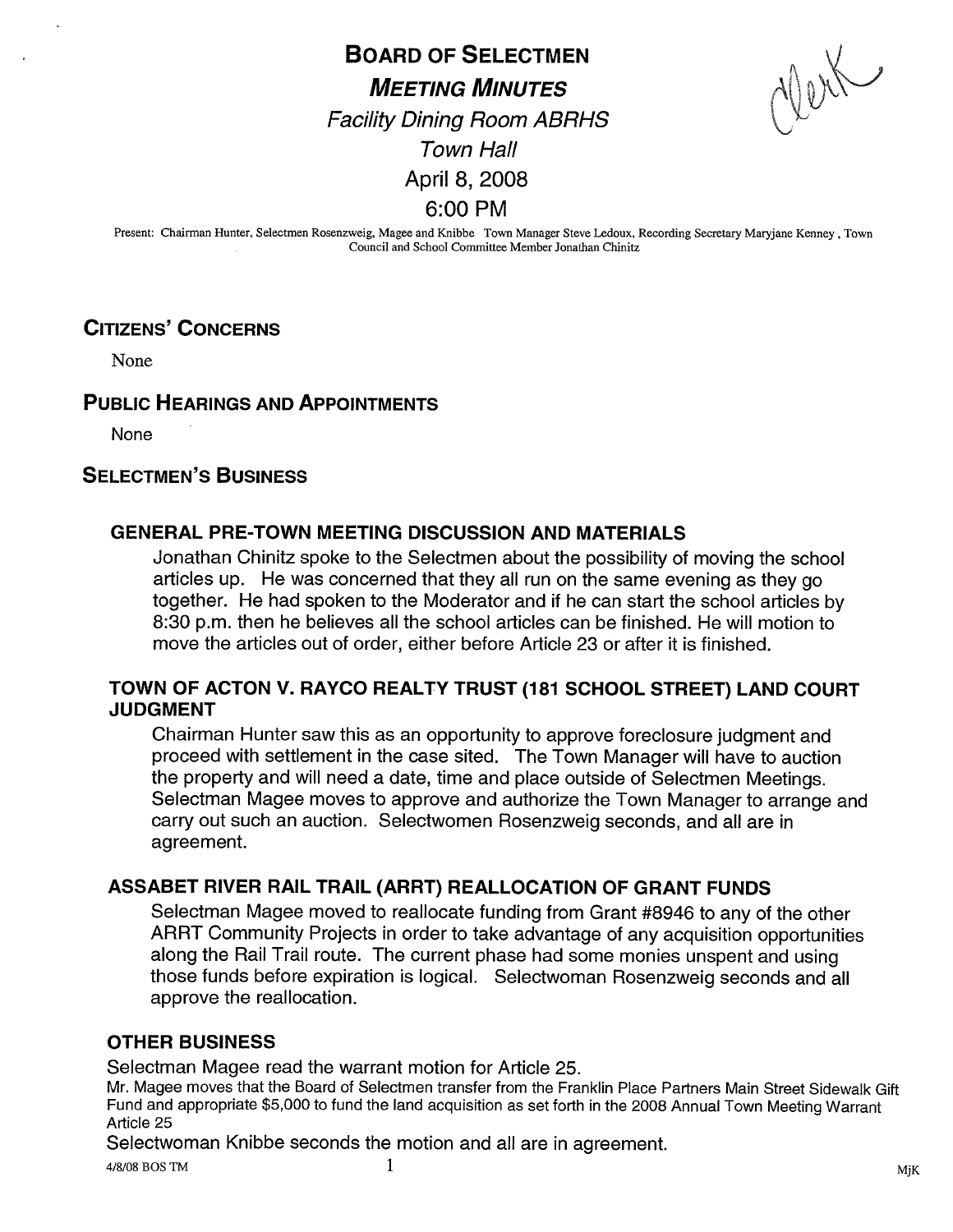# BOARD OF SELECTMEN

## *MEETING MINUTES*

*Facility Dining Room ABRHS*

*Town Hall*

April 8, 2008

6:00 PM

Present: Chairman Hunter, Selectmen Rosenzweig, Magee and Knibbe Town Manager Steve Ledoux, Recording Secretary Maryjane Kenney , Town Council and School Committee Member Jonathan Chinitz

## CITIZENS' CONCERNS

None

## PUBLIC HEARINGS AND APPOINTMENTS

None

## SELECTMEN'S BUSINESS

### GENERAL PRE-TOWN MEETING DISCUSSION AND MATERIALS

Jonathan Chinitz spoke to the Selectmen about the possibility of moving the school articles up. He was concerned that they all run on the same evening as they go together. He had spoken to the Moderator and if he can start the school articles by 8:30 p.m. then he believes all the school articles can be finished. He will motion to move the articles out of order, either before Article 23 or after it is finished.

### TOWN OF ACTON V. RAYCO REALTY TRUST (181 SCHOOL STREET) LAND COURT JUDGMENT

Chairman Hunter saw this as an opportunity to approve foreclosure judgment and proceed with settlement in the case sited. The Town Manager will have to auction the property and will need a date, time and place outside of Selectmen Meetings. Selectman Magee moves to approve and authorize the Town Manager to arrange and carry out such an auction. Selectwomen Rosenzweig seconds, and all are in agreement.

### ASSABET RIVER RAIL TRAIL (ARRT) REALLOCATION OF GRANT FUNDS

Selectman Magee moved to reallocate funding from Grant #8946 to any of the other ARRT Community Projects in order to take advantage of any acquisition opportunities along the Rail Trail route. The current phase had some monies unspent and using those funds before expiration is logical. Selectwoman Rosenzweig seconds and all approve the reallocation.

### OTHER BUSINESS

Selectman Magee read the warrant motion for Article 25.

Mr. Magee moves that the Board of Selectmen transfer from the Franklin Place Partners Main Street Sidewalk Gift Fund and appropriate $5,000 to fund the land acquisition as set forth in the 2008 Annual Town Meeting Warrant Article 25

Selectwoman Knibbe seconds the motion and all are in agreement.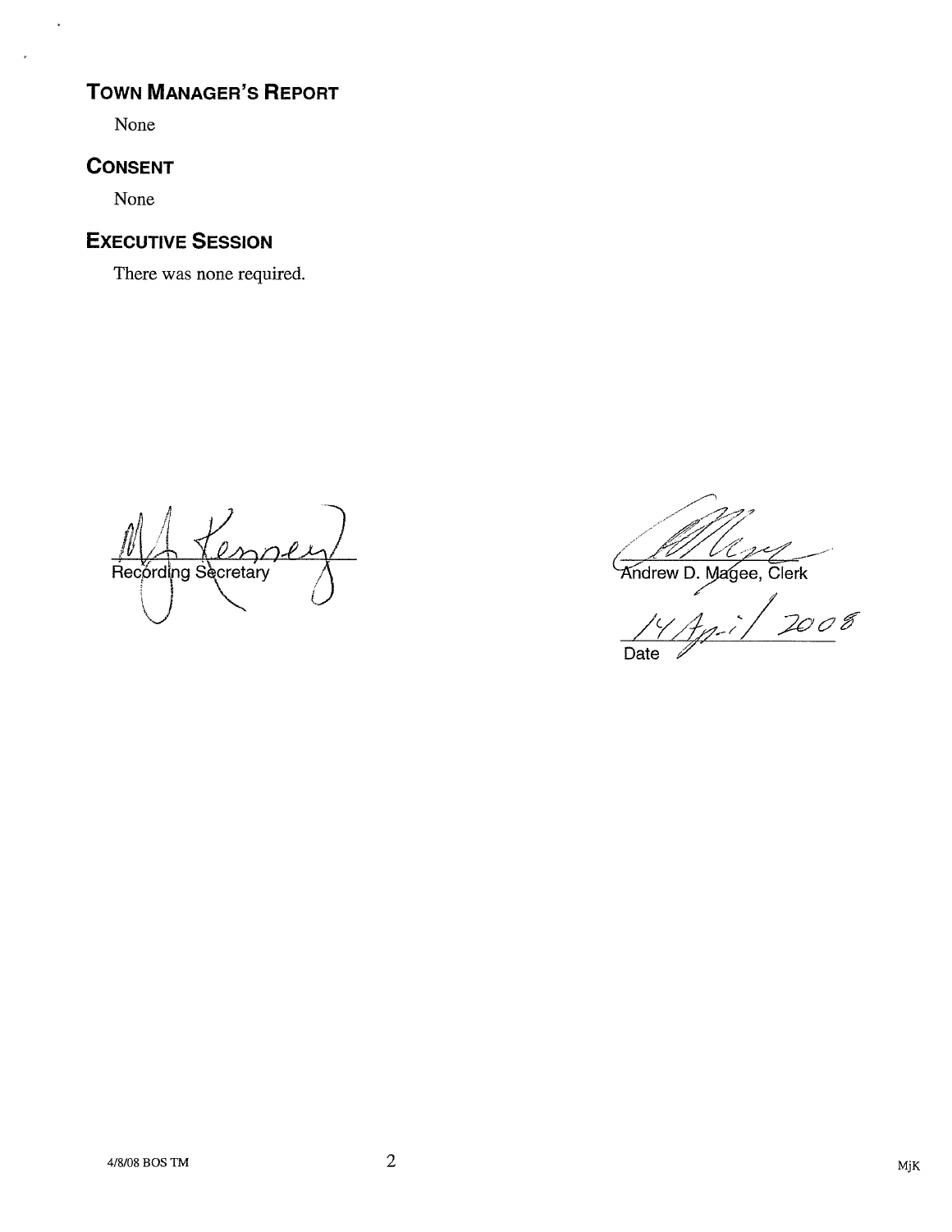## Town Manager's Report

None

## Consent

None

## Executive Session

There was none required.

Recording Secretary

Andrew D. Magee, Clerk

14 April 2008

Date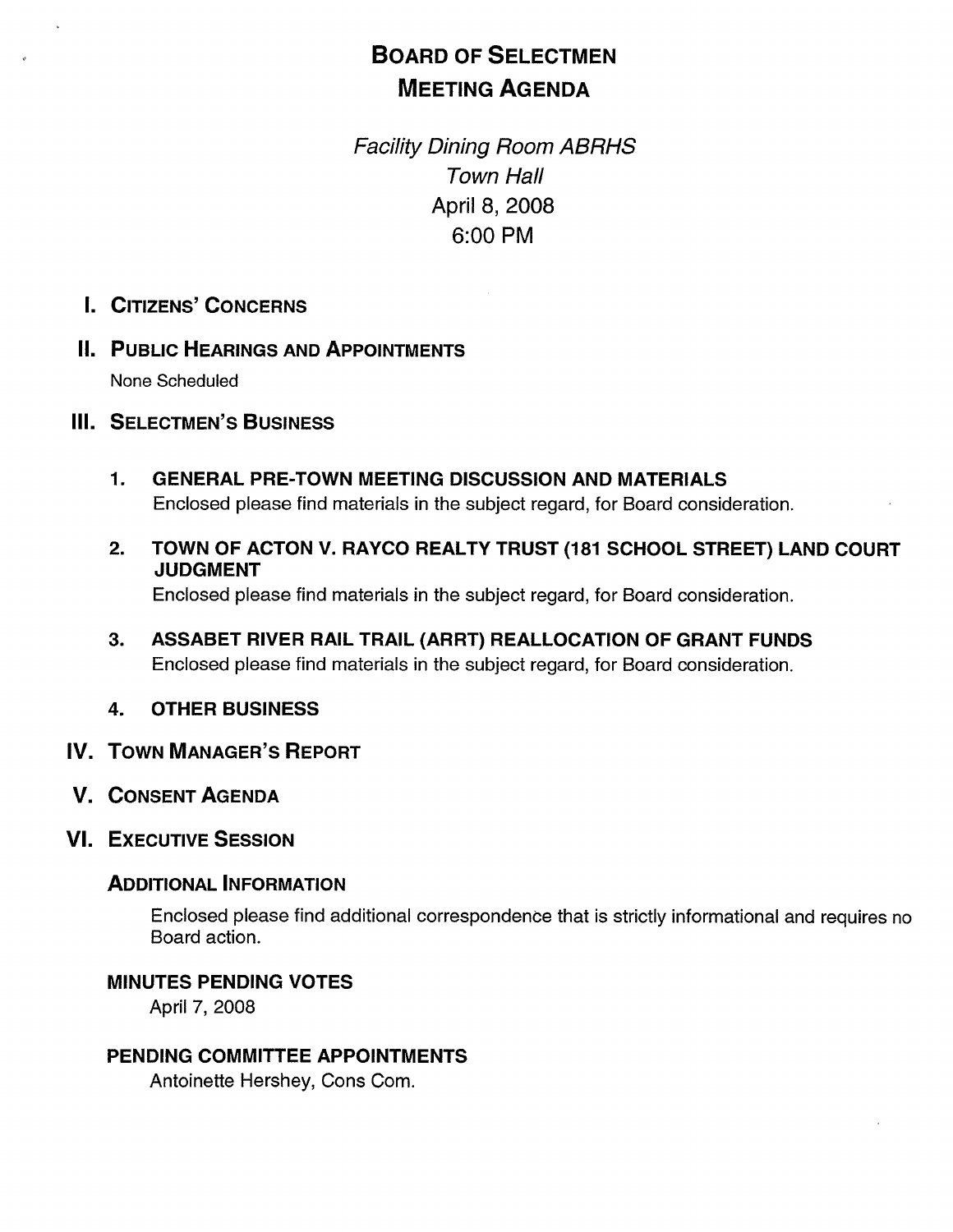# BOARD OF SELECTMEN
# MEETING AGENDA

*Facility Dining Room ABRHS*
*Town Hall*
April 8, 2008
6:00 PM

## I. CITIZENS' CONCERNS

## II. PUBLIC HEARINGS AND APPOINTMENTS

None Scheduled

## III. SELECTMEN'S BUSINESS

1. **GENERAL PRE-TOWN MEETING DISCUSSION AND MATERIALS**
   Enclosed please find materials in the subject regard, for Board consideration.

2. **TOWN OF ACTON V. RAYCO REALTY TRUST (181 SCHOOL STREET) LAND COURT JUDGMENT**
   Enclosed please find materials in the subject regard, for Board consideration.

3. **ASSABET RIVER RAIL TRAIL (ARRT) REALLOCATION OF GRANT FUNDS**
   Enclosed please find materials in the subject regard, for Board consideration.

4. **OTHER BUSINESS**

## IV. TOWN MANAGER'S REPORT

## V. CONSENT AGENDA

## VI. EXECUTIVE SESSION

### ADDITIONAL INFORMATION

Enclosed please find additional correspondence that is strictly informational and requires no Board action.

### MINUTES PENDING VOTES

April 7, 2008

### PENDING COMMITTEE APPOINTMENTS

Antoinette Hershey, Cons Com.